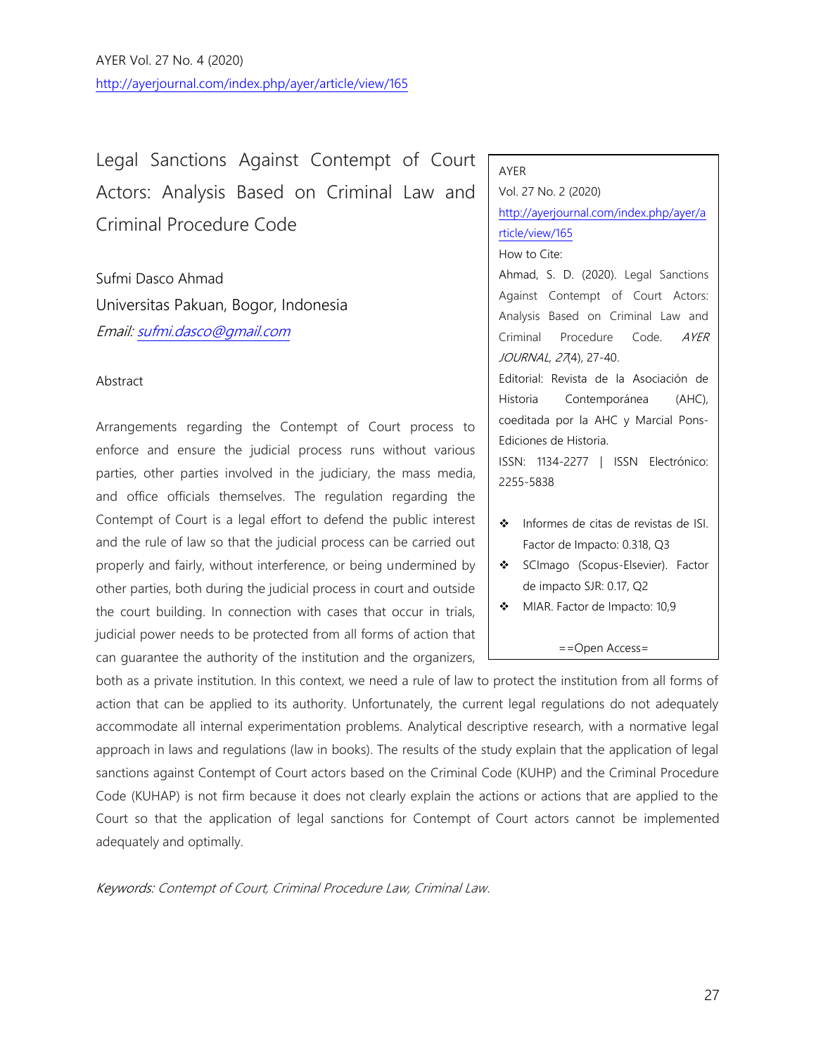# Legal Sanctions Against Contempt of Court Actors: Analysis Based on Criminal Law and Criminal Procedure Code

Sufmi Dasco Ahmad

Universitas Pakuan, Bogor, Indonesia

*Email: sufmi.dasco@gmail.com*

AYER

Vol. 27 No. 2 (2020)

http://ayerjournal.com/index.php/ayer/article/view/165

How to Cite:

Ahmad, S. D. (2020). Legal Sanctions Against Contempt of Court Actors: Analysis Based on Criminal Law and Criminal Procedure Code. *AYER JOURNAL*, *27*(4), 27-40.

Editorial: Revista de la Asociación de Historia Contemporánea (AHC), coeditada por la AHC y Marcial Pons-Ediciones de Historia.

ISSN: 1134-2277 | ISSN Electrónico: 2255-5838

- Informes de citas de revistas de ISI. Factor de Impacto: 0.318, Q3
- SCImago (Scopus-Elsevier). Factor de impacto SJR: 0.17, Q2
- MIAR. Factor de Impacto: 10,9

==Open Access=

## Abstract

Arrangements regarding the Contempt of Court process to enforce and ensure the judicial process runs without various parties, other parties involved in the judiciary, the mass media, and office officials themselves. The regulation regarding the Contempt of Court is a legal effort to defend the public interest and the rule of law so that the judicial process can be carried out properly and fairly, without interference, or being undermined by other parties, both during the judicial process in court and outside the court building. In connection with cases that occur in trials, judicial power needs to be protected from all forms of action that can guarantee the authority of the institution and the organizers, both as a private institution. In this context, we need a rule of law to protect the institution from all forms of action that can be applied to its authority. Unfortunately, the current legal regulations do not adequately accommodate all internal experimentation problems. Analytical descriptive research, with a normative legal approach in laws and regulations (law in books). The results of the study explain that the application of legal sanctions against Contempt of Court actors based on the Criminal Code (KUHP) and the Criminal Procedure Code (KUHAP) is not firm because it does not clearly explain the actions or actions that are applied to the Court so that the application of legal sanctions for Contempt of Court actors cannot be implemented adequately and optimally.

*Keywords: Contempt of Court, Criminal Procedure Law, Criminal Law.*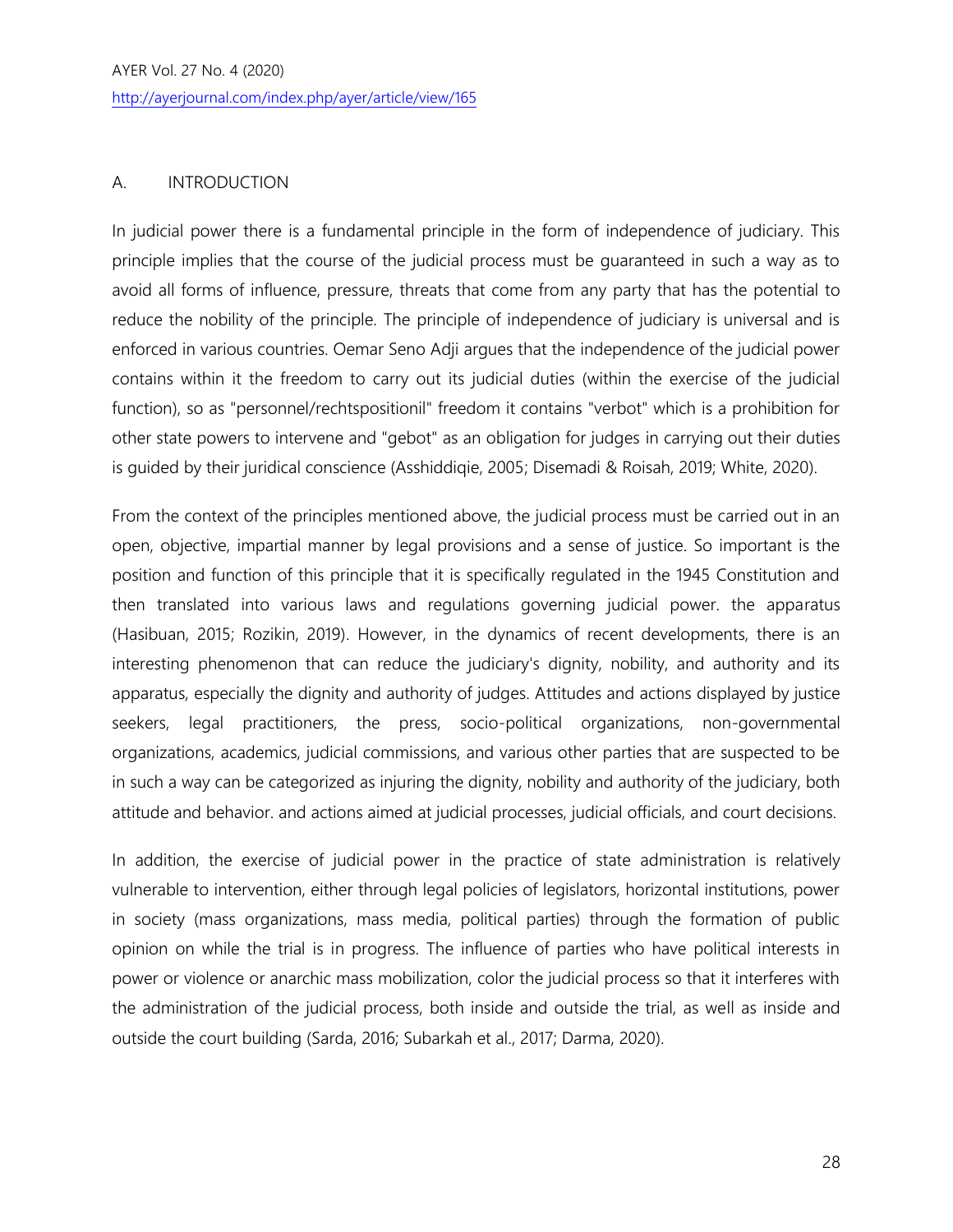## A. INTRODUCTION

In judicial power there is a fundamental principle in the form of independence of judiciary. This principle implies that the course of the judicial process must be guaranteed in such a way as to avoid all forms of influence, pressure, threats that come from any party that has the potential to reduce the nobility of the principle. The principle of independence of judiciary is universal and is enforced in various countries. Oemar Seno Adji argues that the independence of the judicial power contains within it the freedom to carry out its judicial duties (within the exercise of the judicial function), so as "personnel/rechtspositionil" freedom it contains "verbot" which is a prohibition for other state powers to intervene and "gebot" as an obligation for judges in carrying out their duties is guided by their juridical conscience (Asshiddiqie, 2005; Disemadi & Roisah, 2019; White, 2020).

From the context of the principles mentioned above, the judicial process must be carried out in an open, objective, impartial manner by legal provisions and a sense of justice. So important is the position and function of this principle that it is specifically regulated in the 1945 Constitution and then translated into various laws and regulations governing judicial power. the apparatus (Hasibuan, 2015; Rozikin, 2019). However, in the dynamics of recent developments, there is an interesting phenomenon that can reduce the judiciary's dignity, nobility, and authority and its apparatus, especially the dignity and authority of judges. Attitudes and actions displayed by justice seekers, legal practitioners, the press, socio-political organizations, non-governmental organizations, academics, judicial commissions, and various other parties that are suspected to be in such a way can be categorized as injuring the dignity, nobility and authority of the judiciary, both attitude and behavior. and actions aimed at judicial processes, judicial officials, and court decisions.

In addition, the exercise of judicial power in the practice of state administration is relatively vulnerable to intervention, either through legal policies of legislators, horizontal institutions, power in society (mass organizations, mass media, political parties) through the formation of public opinion on while the trial is in progress. The influence of parties who have political interests in power or violence or anarchic mass mobilization, color the judicial process so that it interferes with the administration of the judicial process, both inside and outside the trial, as well as inside and outside the court building (Sarda, 2016; Subarkah et al., 2017; Darma, 2020).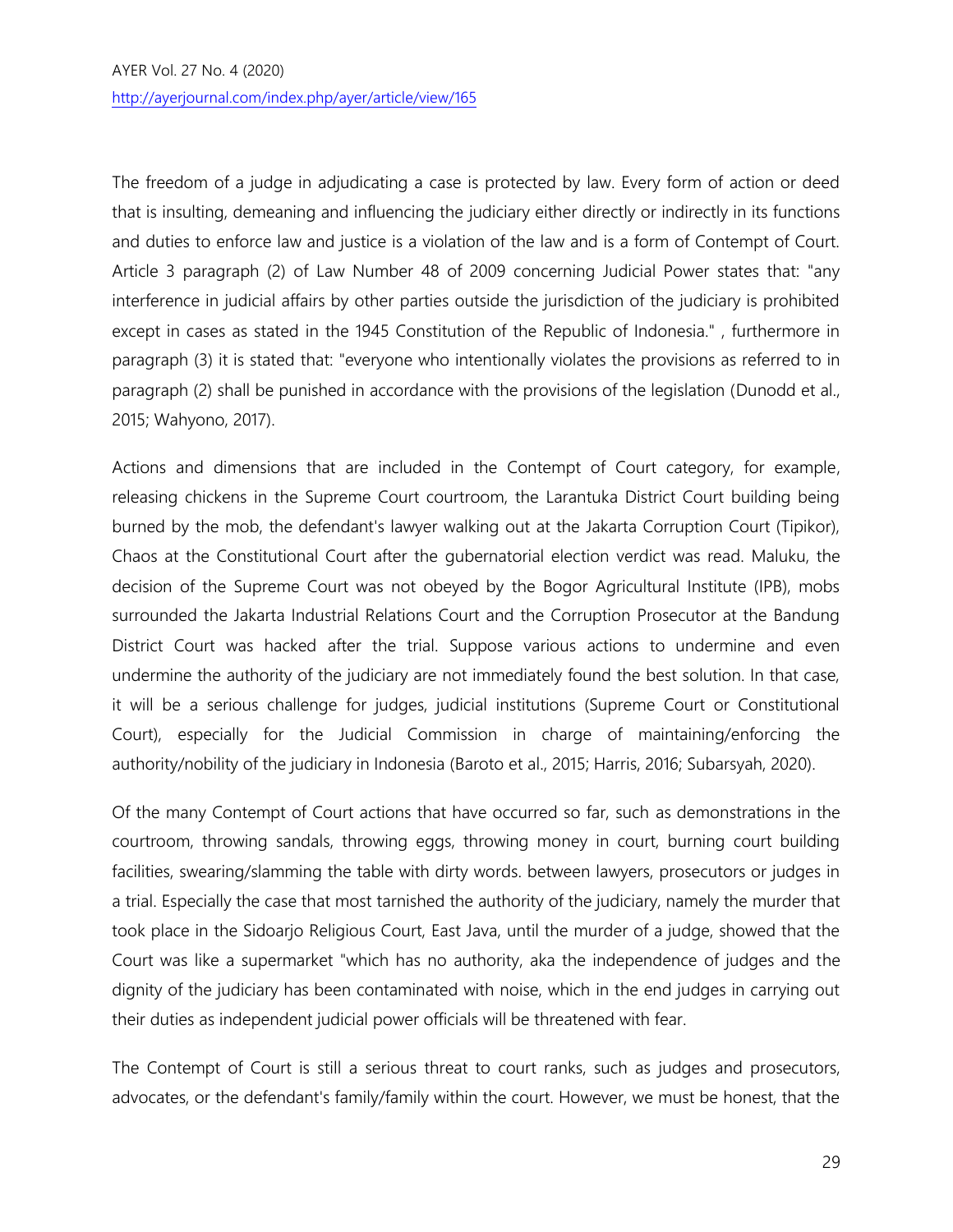The freedom of a judge in adjudicating a case is protected by law. Every form of action or deed that is insulting, demeaning and influencing the judiciary either directly or indirectly in its functions and duties to enforce law and justice is a violation of the law and is a form of Contempt of Court. Article 3 paragraph (2) of Law Number 48 of 2009 concerning Judicial Power states that: "any interference in judicial affairs by other parties outside the jurisdiction of the judiciary is prohibited except in cases as stated in the 1945 Constitution of the Republic of Indonesia." , furthermore in paragraph (3) it is stated that: "everyone who intentionally violates the provisions as referred to in paragraph (2) shall be punished in accordance with the provisions of the legislation (Dunodd et al., 2015; Wahyono, 2017).

Actions and dimensions that are included in the Contempt of Court category, for example, releasing chickens in the Supreme Court courtroom, the Larantuka District Court building being burned by the mob, the defendant's lawyer walking out at the Jakarta Corruption Court (Tipikor), Chaos at the Constitutional Court after the gubernatorial election verdict was read. Maluku, the decision of the Supreme Court was not obeyed by the Bogor Agricultural Institute (IPB), mobs surrounded the Jakarta Industrial Relations Court and the Corruption Prosecutor at the Bandung District Court was hacked after the trial. Suppose various actions to undermine and even undermine the authority of the judiciary are not immediately found the best solution. In that case, it will be a serious challenge for judges, judicial institutions (Supreme Court or Constitutional Court), especially for the Judicial Commission in charge of maintaining/enforcing the authority/nobility of the judiciary in Indonesia (Baroto et al., 2015; Harris, 2016; Subarsyah, 2020).

Of the many Contempt of Court actions that have occurred so far, such as demonstrations in the courtroom, throwing sandals, throwing eggs, throwing money in court, burning court building facilities, swearing/slamming the table with dirty words. between lawyers, prosecutors or judges in a trial. Especially the case that most tarnished the authority of the judiciary, namely the murder that took place in the Sidoarjo Religious Court, East Java, until the murder of a judge, showed that the Court was like a supermarket "which has no authority, aka the independence of judges and the dignity of the judiciary has been contaminated with noise, which in the end judges in carrying out their duties as independent judicial power officials will be threatened with fear.

The Contempt of Court is still a serious threat to court ranks, such as judges and prosecutors, advocates, or the defendant's family/family within the court. However, we must be honest, that the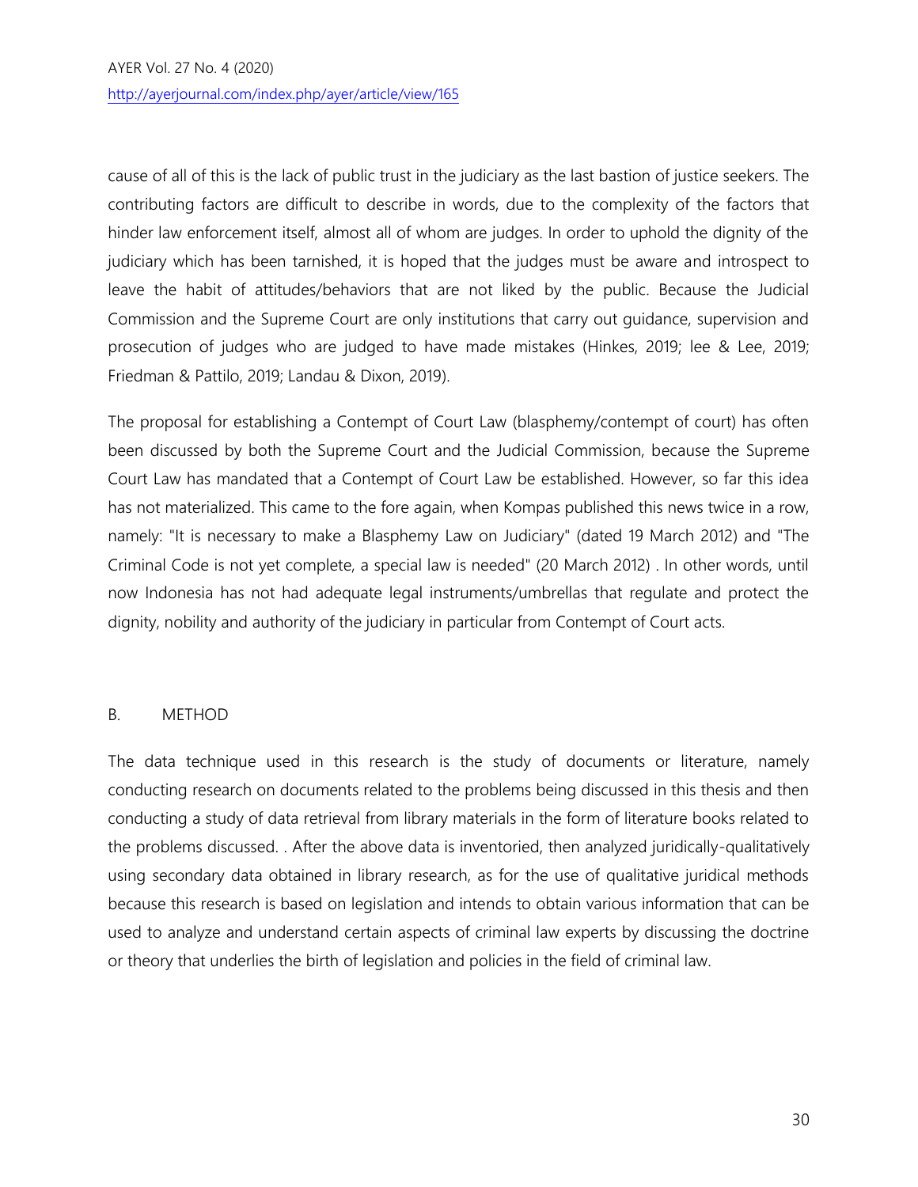cause of all of this is the lack of public trust in the judiciary as the last bastion of justice seekers. The contributing factors are difficult to describe in words, due to the complexity of the factors that hinder law enforcement itself, almost all of whom are judges. In order to uphold the dignity of the judiciary which has been tarnished, it is hoped that the judges must be aware and introspect to leave the habit of attitudes/behaviors that are not liked by the public. Because the Judicial Commission and the Supreme Court are only institutions that carry out guidance, supervision and prosecution of judges who are judged to have made mistakes (Hinkes, 2019; lee & Lee, 2019; Friedman & Pattilo, 2019; Landau & Dixon, 2019).

The proposal for establishing a Contempt of Court Law (blasphemy/contempt of court) has often been discussed by both the Supreme Court and the Judicial Commission, because the Supreme Court Law has mandated that a Contempt of Court Law be established. However, so far this idea has not materialized. This came to the fore again, when Kompas published this news twice in a row, namely: "It is necessary to make a Blasphemy Law on Judiciary" (dated 19 March 2012) and "The Criminal Code is not yet complete, a special law is needed" (20 March 2012) . In other words, until now Indonesia has not had adequate legal instruments/umbrellas that regulate and protect the dignity, nobility and authority of the judiciary in particular from Contempt of Court acts.

## B. METHOD

The data technique used in this research is the study of documents or literature, namely conducting research on documents related to the problems being discussed in this thesis and then conducting a study of data retrieval from library materials in the form of literature books related to the problems discussed. . After the above data is inventoried, then analyzed juridically-qualitatively using secondary data obtained in library research, as for the use of qualitative juridical methods because this research is based on legislation and intends to obtain various information that can be used to analyze and understand certain aspects of criminal law experts by discussing the doctrine or theory that underlies the birth of legislation and policies in the field of criminal law.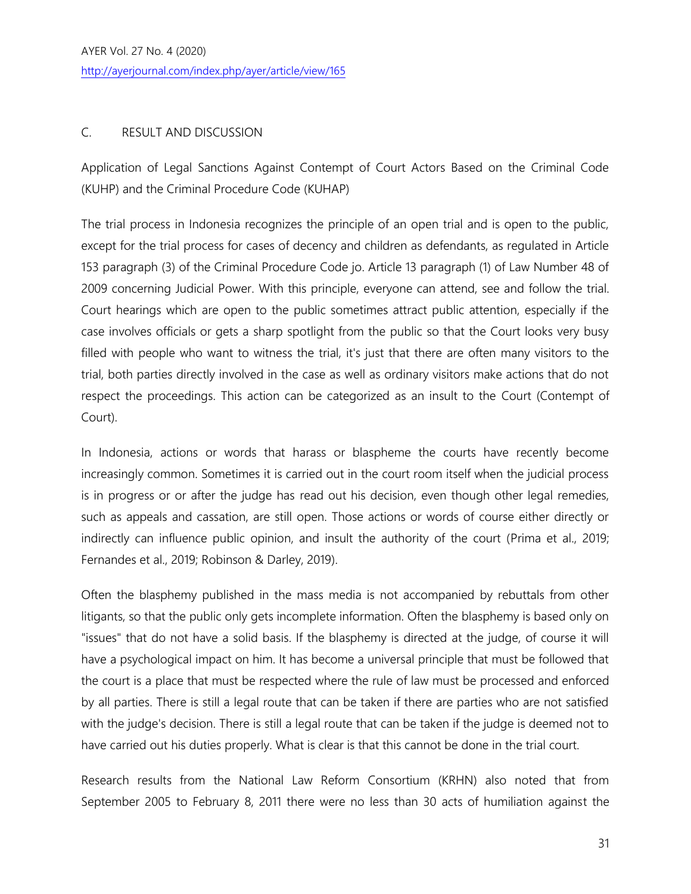## C. RESULT AND DISCUSSION

### Application of Legal Sanctions Against Contempt of Court Actors Based on the Criminal Code (KUHP) and the Criminal Procedure Code (KUHAP)

The trial process in Indonesia recognizes the principle of an open trial and is open to the public, except for the trial process for cases of decency and children as defendants, as regulated in Article 153 paragraph (3) of the Criminal Procedure Code jo. Article 13 paragraph (1) of Law Number 48 of 2009 concerning Judicial Power. With this principle, everyone can attend, see and follow the trial. Court hearings which are open to the public sometimes attract public attention, especially if the case involves officials or gets a sharp spotlight from the public so that the Court looks very busy filled with people who want to witness the trial, it's just that there are often many visitors to the trial, both parties directly involved in the case as well as ordinary visitors make actions that do not respect the proceedings. This action can be categorized as an insult to the Court (Contempt of Court).

In Indonesia, actions or words that harass or blaspheme the courts have recently become increasingly common. Sometimes it is carried out in the court room itself when the judicial process is in progress or or after the judge has read out his decision, even though other legal remedies, such as appeals and cassation, are still open. Those actions or words of course either directly or indirectly can influence public opinion, and insult the authority of the court (Prima et al., 2019; Fernandes et al., 2019; Robinson & Darley, 2019).

Often the blasphemy published in the mass media is not accompanied by rebuttals from other litigants, so that the public only gets incomplete information. Often the blasphemy is based only on "issues" that do not have a solid basis. If the blasphemy is directed at the judge, of course it will have a psychological impact on him. It has become a universal principle that must be followed that the court is a place that must be respected where the rule of law must be processed and enforced by all parties. There is still a legal route that can be taken if there are parties who are not satisfied with the judge's decision. There is still a legal route that can be taken if the judge is deemed not to have carried out his duties properly. What is clear is that this cannot be done in the trial court.

Research results from the National Law Reform Consortium (KRHN) also noted that from September 2005 to February 8, 2011 there were no less than 30 acts of humiliation against the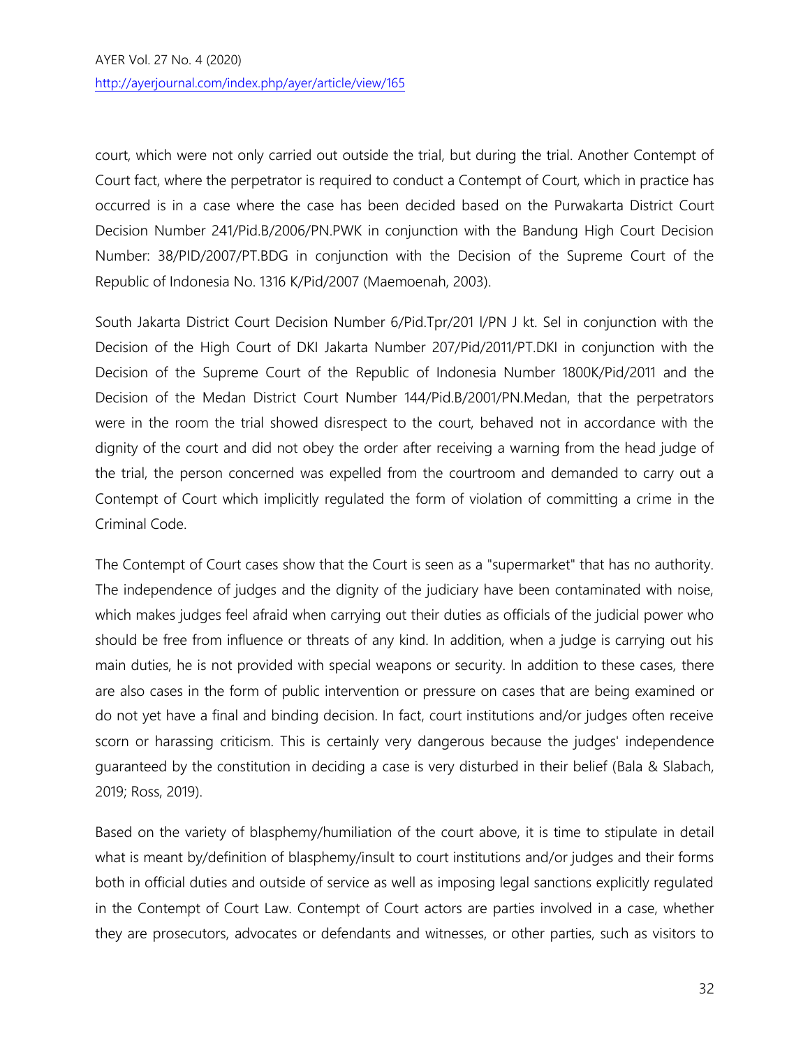court, which were not only carried out outside the trial, but during the trial. Another Contempt of Court fact, where the perpetrator is required to conduct a Contempt of Court, which in practice has occurred is in a case where the case has been decided based on the Purwakarta District Court Decision Number 241/Pid.B/2006/PN.PWK in conjunction with the Bandung High Court Decision Number: 38/PID/2007/PT.BDG in conjunction with the Decision of the Supreme Court of the Republic of Indonesia No. 1316 K/Pid/2007 (Maemoenah, 2003).

South Jakarta District Court Decision Number 6/Pid.Tpr/201 l/PN J kt. Sel in conjunction with the Decision of the High Court of DKI Jakarta Number 207/Pid/2011/PT.DKI in conjunction with the Decision of the Supreme Court of the Republic of Indonesia Number 1800K/Pid/2011 and the Decision of the Medan District Court Number 144/Pid.B/2001/PN.Medan, that the perpetrators were in the room the trial showed disrespect to the court, behaved not in accordance with the dignity of the court and did not obey the order after receiving a warning from the head judge of the trial, the person concerned was expelled from the courtroom and demanded to carry out a Contempt of Court which implicitly regulated the form of violation of committing a crime in the Criminal Code.

The Contempt of Court cases show that the Court is seen as a "supermarket" that has no authority. The independence of judges and the dignity of the judiciary have been contaminated with noise, which makes judges feel afraid when carrying out their duties as officials of the judicial power who should be free from influence or threats of any kind. In addition, when a judge is carrying out his main duties, he is not provided with special weapons or security. In addition to these cases, there are also cases in the form of public intervention or pressure on cases that are being examined or do not yet have a final and binding decision. In fact, court institutions and/or judges often receive scorn or harassing criticism. This is certainly very dangerous because the judges' independence guaranteed by the constitution in deciding a case is very disturbed in their belief (Bala & Slabach, 2019; Ross, 2019).

Based on the variety of blasphemy/humiliation of the court above, it is time to stipulate in detail what is meant by/definition of blasphemy/insult to court institutions and/or judges and their forms both in official duties and outside of service as well as imposing legal sanctions explicitly regulated in the Contempt of Court Law. Contempt of Court actors are parties involved in a case, whether they are prosecutors, advocates or defendants and witnesses, or other parties, such as visitors to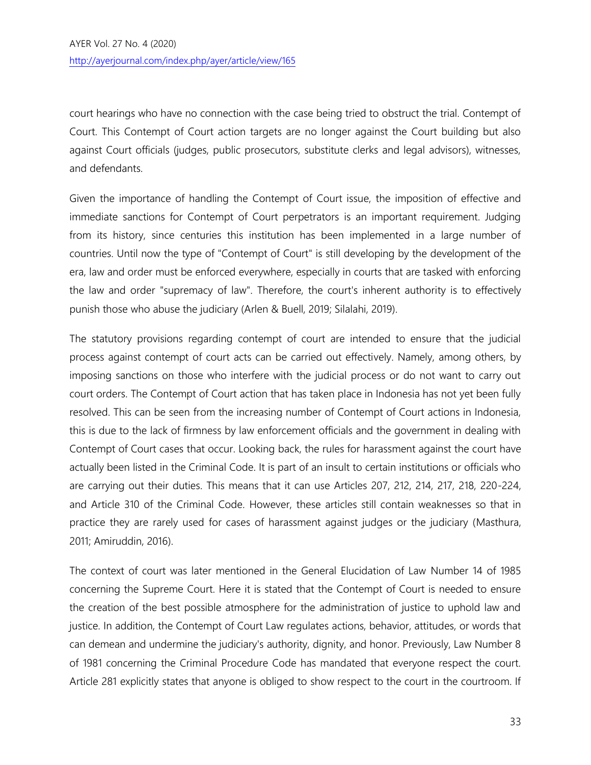court hearings who have no connection with the case being tried to obstruct the trial. Contempt of Court. This Contempt of Court action targets are no longer against the Court building but also against Court officials (judges, public prosecutors, substitute clerks and legal advisors), witnesses, and defendants.

Given the importance of handling the Contempt of Court issue, the imposition of effective and immediate sanctions for Contempt of Court perpetrators is an important requirement. Judging from its history, since centuries this institution has been implemented in a large number of countries. Until now the type of "Contempt of Court" is still developing by the development of the era, law and order must be enforced everywhere, especially in courts that are tasked with enforcing the law and order "supremacy of law". Therefore, the court's inherent authority is to effectively punish those who abuse the judiciary (Arlen & Buell, 2019; Silalahi, 2019).

The statutory provisions regarding contempt of court are intended to ensure that the judicial process against contempt of court acts can be carried out effectively. Namely, among others, by imposing sanctions on those who interfere with the judicial process or do not want to carry out court orders. The Contempt of Court action that has taken place in Indonesia has not yet been fully resolved. This can be seen from the increasing number of Contempt of Court actions in Indonesia, this is due to the lack of firmness by law enforcement officials and the government in dealing with Contempt of Court cases that occur. Looking back, the rules for harassment against the court have actually been listed in the Criminal Code. It is part of an insult to certain institutions or officials who are carrying out their duties. This means that it can use Articles 207, 212, 214, 217, 218, 220-224, and Article 310 of the Criminal Code. However, these articles still contain weaknesses so that in practice they are rarely used for cases of harassment against judges or the judiciary (Masthura, 2011; Amiruddin, 2016).

The context of court was later mentioned in the General Elucidation of Law Number 14 of 1985 concerning the Supreme Court. Here it is stated that the Contempt of Court is needed to ensure the creation of the best possible atmosphere for the administration of justice to uphold law and justice. In addition, the Contempt of Court Law regulates actions, behavior, attitudes, or words that can demean and undermine the judiciary's authority, dignity, and honor. Previously, Law Number 8 of 1981 concerning the Criminal Procedure Code has mandated that everyone respect the court. Article 281 explicitly states that anyone is obliged to show respect to the court in the courtroom. If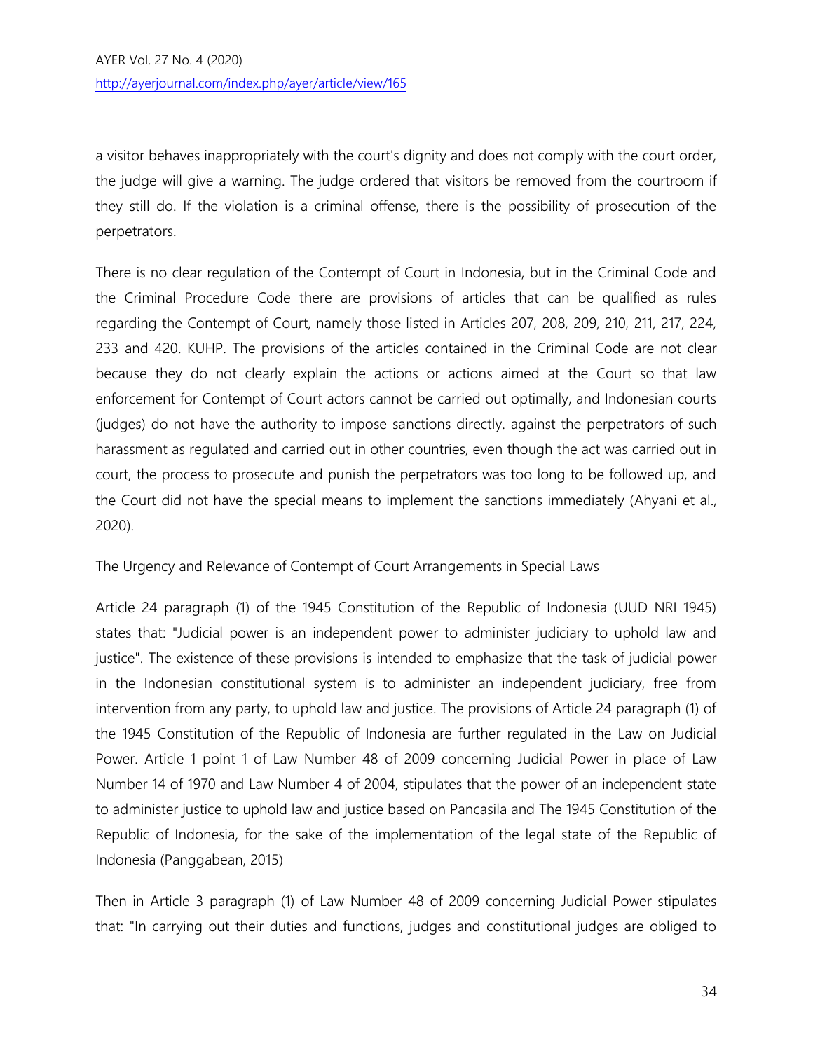a visitor behaves inappropriately with the court's dignity and does not comply with the court order, the judge will give a warning. The judge ordered that visitors be removed from the courtroom if they still do. If the violation is a criminal offense, there is the possibility of prosecution of the perpetrators.

There is no clear regulation of the Contempt of Court in Indonesia, but in the Criminal Code and the Criminal Procedure Code there are provisions of articles that can be qualified as rules regarding the Contempt of Court, namely those listed in Articles 207, 208, 209, 210, 211, 217, 224, 233 and 420. KUHP. The provisions of the articles contained in the Criminal Code are not clear because they do not clearly explain the actions or actions aimed at the Court so that law enforcement for Contempt of Court actors cannot be carried out optimally, and Indonesian courts (judges) do not have the authority to impose sanctions directly. against the perpetrators of such harassment as regulated and carried out in other countries, even though the act was carried out in court, the process to prosecute and punish the perpetrators was too long to be followed up, and the Court did not have the special means to implement the sanctions immediately (Ahyani et al., 2020).

## The Urgency and Relevance of Contempt of Court Arrangements in Special Laws

Article 24 paragraph (1) of the 1945 Constitution of the Republic of Indonesia (UUD NRI 1945) states that: "Judicial power is an independent power to administer judiciary to uphold law and justice". The existence of these provisions is intended to emphasize that the task of judicial power in the Indonesian constitutional system is to administer an independent judiciary, free from intervention from any party, to uphold law and justice. The provisions of Article 24 paragraph (1) of the 1945 Constitution of the Republic of Indonesia are further regulated in the Law on Judicial Power. Article 1 point 1 of Law Number 48 of 2009 concerning Judicial Power in place of Law Number 14 of 1970 and Law Number 4 of 2004, stipulates that the power of an independent state to administer justice to uphold law and justice based on Pancasila and The 1945 Constitution of the Republic of Indonesia, for the sake of the implementation of the legal state of the Republic of Indonesia (Panggabean, 2015)

Then in Article 3 paragraph (1) of Law Number 48 of 2009 concerning Judicial Power stipulates that: "In carrying out their duties and functions, judges and constitutional judges are obliged to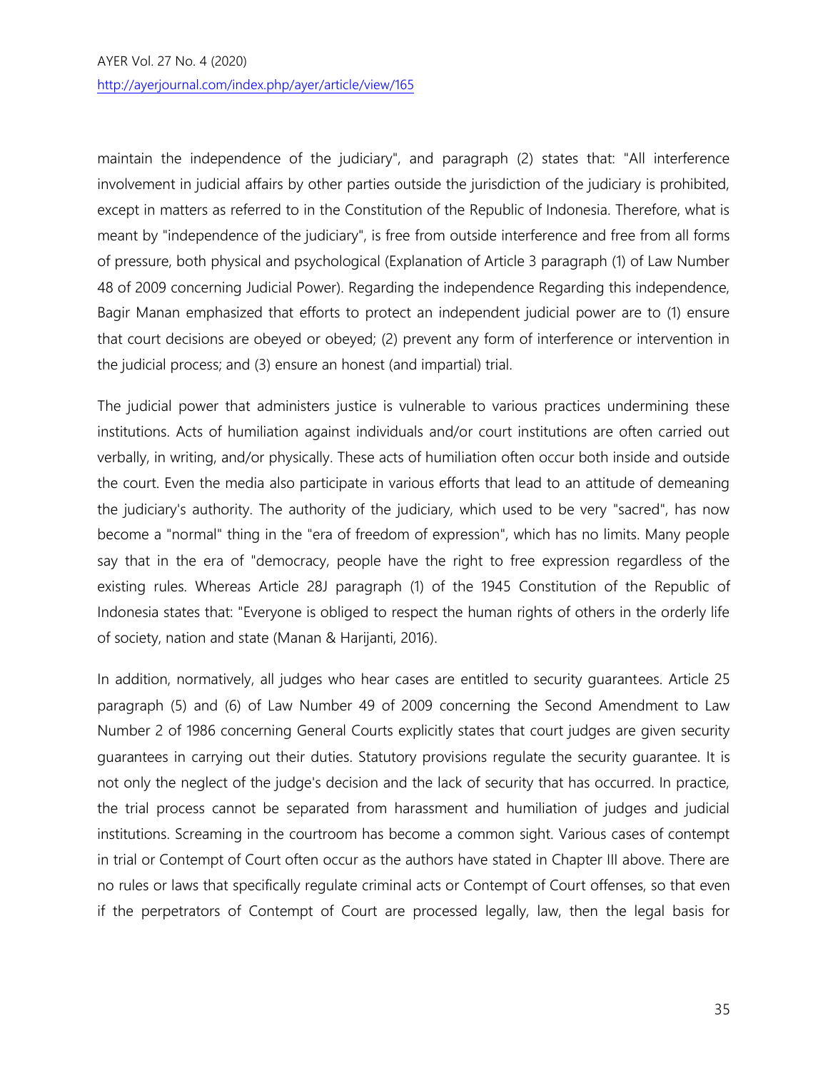maintain the independence of the judiciary", and paragraph (2) states that: "All interference involvement in judicial affairs by other parties outside the jurisdiction of the judiciary is prohibited, except in matters as referred to in the Constitution of the Republic of Indonesia. Therefore, what is meant by "independence of the judiciary", is free from outside interference and free from all forms of pressure, both physical and psychological (Explanation of Article 3 paragraph (1) of Law Number 48 of 2009 concerning Judicial Power). Regarding the independence Regarding this independence, Bagir Manan emphasized that efforts to protect an independent judicial power are to (1) ensure that court decisions are obeyed or obeyed; (2) prevent any form of interference or intervention in the judicial process; and (3) ensure an honest (and impartial) trial.

The judicial power that administers justice is vulnerable to various practices undermining these institutions. Acts of humiliation against individuals and/or court institutions are often carried out verbally, in writing, and/or physically. These acts of humiliation often occur both inside and outside the court. Even the media also participate in various efforts that lead to an attitude of demeaning the judiciary's authority. The authority of the judiciary, which used to be very "sacred", has now become a "normal" thing in the "era of freedom of expression", which has no limits. Many people say that in the era of "democracy, people have the right to free expression regardless of the existing rules. Whereas Article 28J paragraph (1) of the 1945 Constitution of the Republic of Indonesia states that: "Everyone is obliged to respect the human rights of others in the orderly life of society, nation and state (Manan & Harijanti, 2016).

In addition, normatively, all judges who hear cases are entitled to security guarantees. Article 25 paragraph (5) and (6) of Law Number 49 of 2009 concerning the Second Amendment to Law Number 2 of 1986 concerning General Courts explicitly states that court judges are given security guarantees in carrying out their duties. Statutory provisions regulate the security guarantee. It is not only the neglect of the judge's decision and the lack of security that has occurred. In practice, the trial process cannot be separated from harassment and humiliation of judges and judicial institutions. Screaming in the courtroom has become a common sight. Various cases of contempt in trial or Contempt of Court often occur as the authors have stated in Chapter III above. There are no rules or laws that specifically regulate criminal acts or Contempt of Court offenses, so that even if the perpetrators of Contempt of Court are processed legally, law, then the legal basis for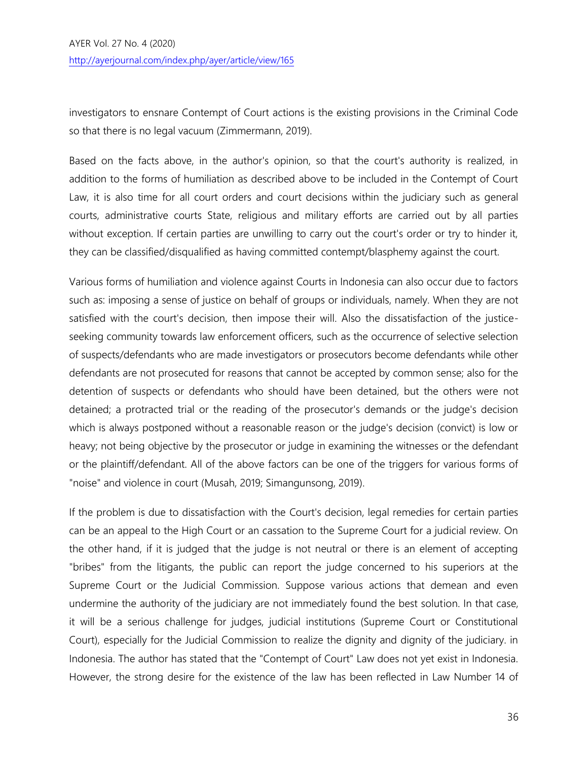investigators to ensnare Contempt of Court actions is the existing provisions in the Criminal Code so that there is no legal vacuum (Zimmermann, 2019).

Based on the facts above, in the author's opinion, so that the court's authority is realized, in addition to the forms of humiliation as described above to be included in the Contempt of Court Law, it is also time for all court orders and court decisions within the judiciary such as general courts, administrative courts State, religious and military efforts are carried out by all parties without exception. If certain parties are unwilling to carry out the court's order or try to hinder it, they can be classified/disqualified as having committed contempt/blasphemy against the court.

Various forms of humiliation and violence against Courts in Indonesia can also occur due to factors such as: imposing a sense of justice on behalf of groups or individuals, namely. When they are not satisfied with the court's decision, then impose their will. Also the dissatisfaction of the justice-seeking community towards law enforcement officers, such as the occurrence of selective selection of suspects/defendants who are made investigators or prosecutors become defendants while other defendants are not prosecuted for reasons that cannot be accepted by common sense; also for the detention of suspects or defendants who should have been detained, but the others were not detained; a protracted trial or the reading of the prosecutor's demands or the judge's decision which is always postponed without a reasonable reason or the judge's decision (convict) is low or heavy; not being objective by the prosecutor or judge in examining the witnesses or the defendant or the plaintiff/defendant. All of the above factors can be one of the triggers for various forms of "noise" and violence in court (Musah, 2019; Simangunsong, 2019).

If the problem is due to dissatisfaction with the Court's decision, legal remedies for certain parties can be an appeal to the High Court or an cassation to the Supreme Court for a judicial review. On the other hand, if it is judged that the judge is not neutral or there is an element of accepting "bribes" from the litigants, the public can report the judge concerned to his superiors at the Supreme Court or the Judicial Commission. Suppose various actions that demean and even undermine the authority of the judiciary are not immediately found the best solution. In that case, it will be a serious challenge for judges, judicial institutions (Supreme Court or Constitutional Court), especially for the Judicial Commission to realize the dignity and dignity of the judiciary. in Indonesia. The author has stated that the "Contempt of Court" Law does not yet exist in Indonesia. However, the strong desire for the existence of the law has been reflected in Law Number 14 of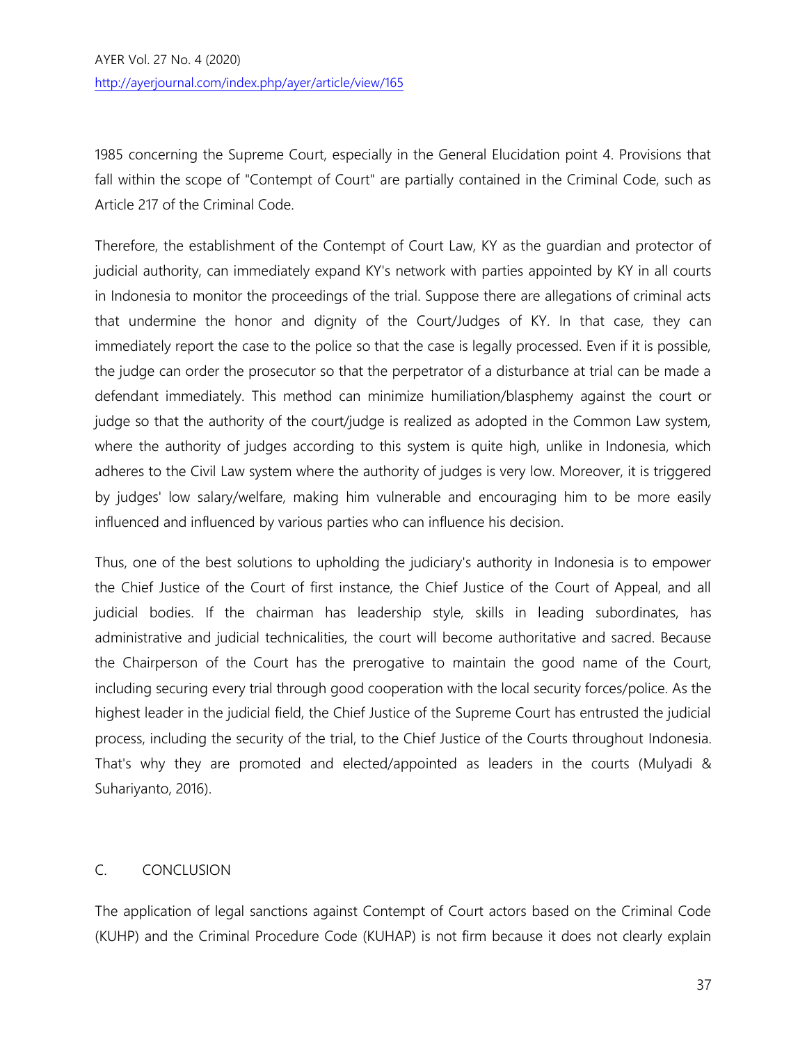1985 concerning the Supreme Court, especially in the General Elucidation point 4. Provisions that fall within the scope of "Contempt of Court" are partially contained in the Criminal Code, such as Article 217 of the Criminal Code.

Therefore, the establishment of the Contempt of Court Law, KY as the guardian and protector of judicial authority, can immediately expand KY's network with parties appointed by KY in all courts in Indonesia to monitor the proceedings of the trial. Suppose there are allegations of criminal acts that undermine the honor and dignity of the Court/Judges of KY. In that case, they can immediately report the case to the police so that the case is legally processed. Even if it is possible, the judge can order the prosecutor so that the perpetrator of a disturbance at trial can be made a defendant immediately. This method can minimize humiliation/blasphemy against the court or judge so that the authority of the court/judge is realized as adopted in the Common Law system, where the authority of judges according to this system is quite high, unlike in Indonesia, which adheres to the Civil Law system where the authority of judges is very low. Moreover, it is triggered by judges' low salary/welfare, making him vulnerable and encouraging him to be more easily influenced and influenced by various parties who can influence his decision.

Thus, one of the best solutions to upholding the judiciary's authority in Indonesia is to empower the Chief Justice of the Court of first instance, the Chief Justice of the Court of Appeal, and all judicial bodies. If the chairman has leadership style, skills in leading subordinates, has administrative and judicial technicalities, the court will become authoritative and sacred. Because the Chairperson of the Court has the prerogative to maintain the good name of the Court, including securing every trial through good cooperation with the local security forces/police. As the highest leader in the judicial field, the Chief Justice of the Supreme Court has entrusted the judicial process, including the security of the trial, to the Chief Justice of the Courts throughout Indonesia. That's why they are promoted and elected/appointed as leaders in the courts (Mulyadi & Suhariyanto, 2016).

## C. CONCLUSION

The application of legal sanctions against Contempt of Court actors based on the Criminal Code (KUHP) and the Criminal Procedure Code (KUHAP) is not firm because it does not clearly explain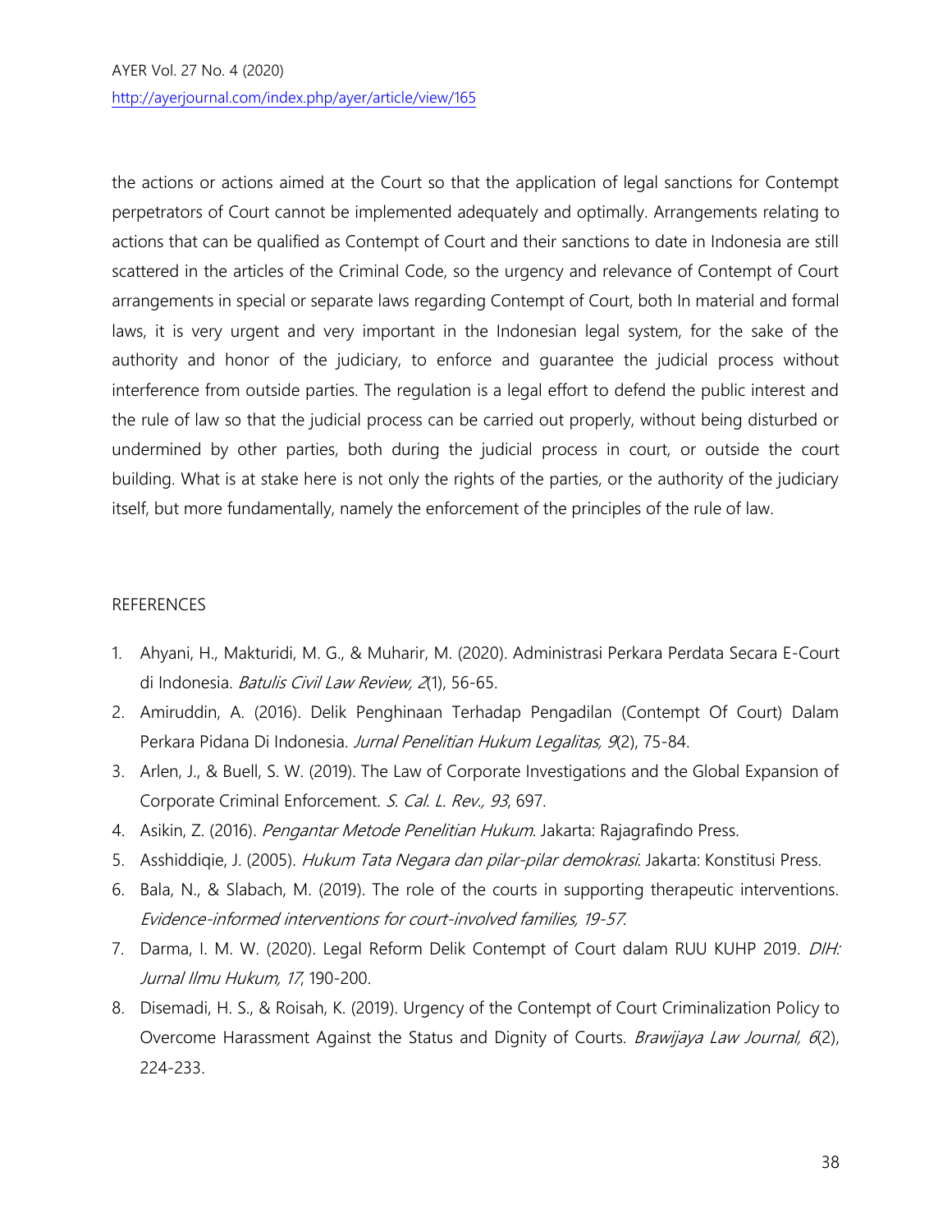the actions or actions aimed at the Court so that the application of legal sanctions for Contempt perpetrators of Court cannot be implemented adequately and optimally. Arrangements relating to actions that can be qualified as Contempt of Court and their sanctions to date in Indonesia are still scattered in the articles of the Criminal Code, so the urgency and relevance of Contempt of Court arrangements in special or separate laws regarding Contempt of Court, both In material and formal laws, it is very urgent and very important in the Indonesian legal system, for the sake of the authority and honor of the judiciary, to enforce and guarantee the judicial process without interference from outside parties. The regulation is a legal effort to defend the public interest and the rule of law so that the judicial process can be carried out properly, without being disturbed or undermined by other parties, both during the judicial process in court, or outside the court building. What is at stake here is not only the rights of the parties, or the authority of the judiciary itself, but more fundamentally, namely the enforcement of the principles of the rule of law.

## REFERENCES

1. Ahyani, H., Makturidi, M. G., & Muharir, M. (2020). Administrasi Perkara Perdata Secara E-Court di Indonesia. *Batulis Civil Law Review, 2*(1), 56-65.
2. Amiruddin, A. (2016). Delik Penghinaan Terhadap Pengadilan (Contempt Of Court) Dalam Perkara Pidana Di Indonesia. *Jurnal Penelitian Hukum Legalitas, 9*(2), 75-84.
3. Arlen, J., & Buell, S. W. (2019). The Law of Corporate Investigations and the Global Expansion of Corporate Criminal Enforcement. *S. Cal. L. Rev., 93*, 697.
4. Asikin, Z. (2016). *Pengantar Metode Penelitian Hukum*. Jakarta: Rajagrafindo Press.
5. Asshiddiqie, J. (2005). *Hukum Tata Negara dan pilar-pilar demokrasi*. Jakarta: Konstitusi Press.
6. Bala, N., & Slabach, M. (2019). The role of the courts in supporting therapeutic interventions. *Evidence-informed interventions for court-involved families, 19-57*.
7. Darma, I. M. W. (2020). Legal Reform Delik Contempt of Court dalam RUU KUHP 2019. *DIH: Jurnal Ilmu Hukum, 17*, 190-200.
8. Disemadi, H. S., & Roisah, K. (2019). Urgency of the Contempt of Court Criminalization Policy to Overcome Harassment Against the Status and Dignity of Courts. *Brawijaya Law Journal, 6*(2), 224-233.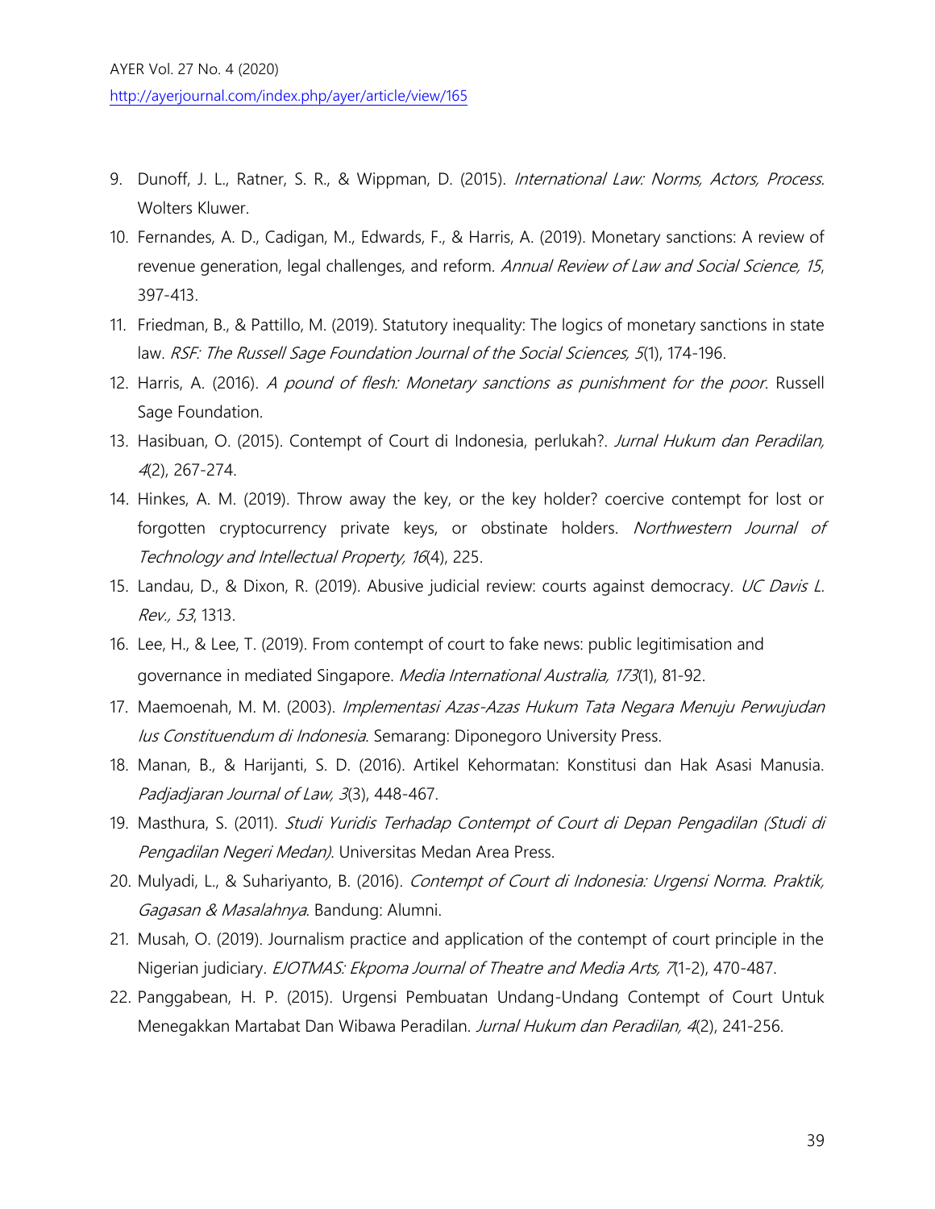9. Dunoff, J. L., Ratner, S. R., & Wippman, D. (2015). *International Law: Norms, Actors, Process*. Wolters Kluwer.
10. Fernandes, A. D., Cadigan, M., Edwards, F., & Harris, A. (2019). Monetary sanctions: A review of revenue generation, legal challenges, and reform. *Annual Review of Law and Social Science, 15*, 397-413.
11. Friedman, B., & Pattillo, M. (2019). Statutory inequality: The logics of monetary sanctions in state law. *RSF: The Russell Sage Foundation Journal of the Social Sciences, 5*(1), 174-196.
12. Harris, A. (2016). *A pound of flesh: Monetary sanctions as punishment for the poor*. Russell Sage Foundation.
13. Hasibuan, O. (2015). Contempt of Court di Indonesia, perlukah?. *Jurnal Hukum dan Peradilan, 4*(2), 267-274.
14. Hinkes, A. M. (2019). Throw away the key, or the key holder? coercive contempt for lost or forgotten cryptocurrency private keys, or obstinate holders. *Northwestern Journal of Technology and Intellectual Property, 16*(4), 225.
15. Landau, D., & Dixon, R. (2019). Abusive judicial review: courts against democracy. *UC Davis L. Rev., 53*, 1313.
16. Lee, H., & Lee, T. (2019). From contempt of court to fake news: public legitimisation and governance in mediated Singapore. *Media International Australia, 173*(1), 81-92.
17. Maemoenah, M. M. (2003). *Implementasi Azas-Azas Hukum Tata Negara Menuju Perwujudan Ius Constituendum di Indonesia*. Semarang: Diponegoro University Press.
18. Manan, B., & Harijanti, S. D. (2016). Artikel Kehormatan: Konstitusi dan Hak Asasi Manusia. *Padjadjaran Journal of Law, 3*(3), 448-467.
19. Masthura, S. (2011). *Studi Yuridis Terhadap Contempt of Court di Depan Pengadilan (Studi di Pengadilan Negeri Medan)*. Universitas Medan Area Press.
20. Mulyadi, L., & Suhariyanto, B. (2016). *Contempt of Court di Indonesia: Urgensi Norma. Praktik, Gagasan & Masalahnya*. Bandung: Alumni.
21. Musah, O. (2019). Journalism practice and application of the contempt of court principle in the Nigerian judiciary. *EJOTMAS: Ekpoma Journal of Theatre and Media Arts, 7*(1-2), 470-487.
22. Panggabean, H. P. (2015). Urgensi Pembuatan Undang-Undang Contempt of Court Untuk Menegakkan Martabat Dan Wibawa Peradilan. *Jurnal Hukum dan Peradilan, 4*(2), 241-256.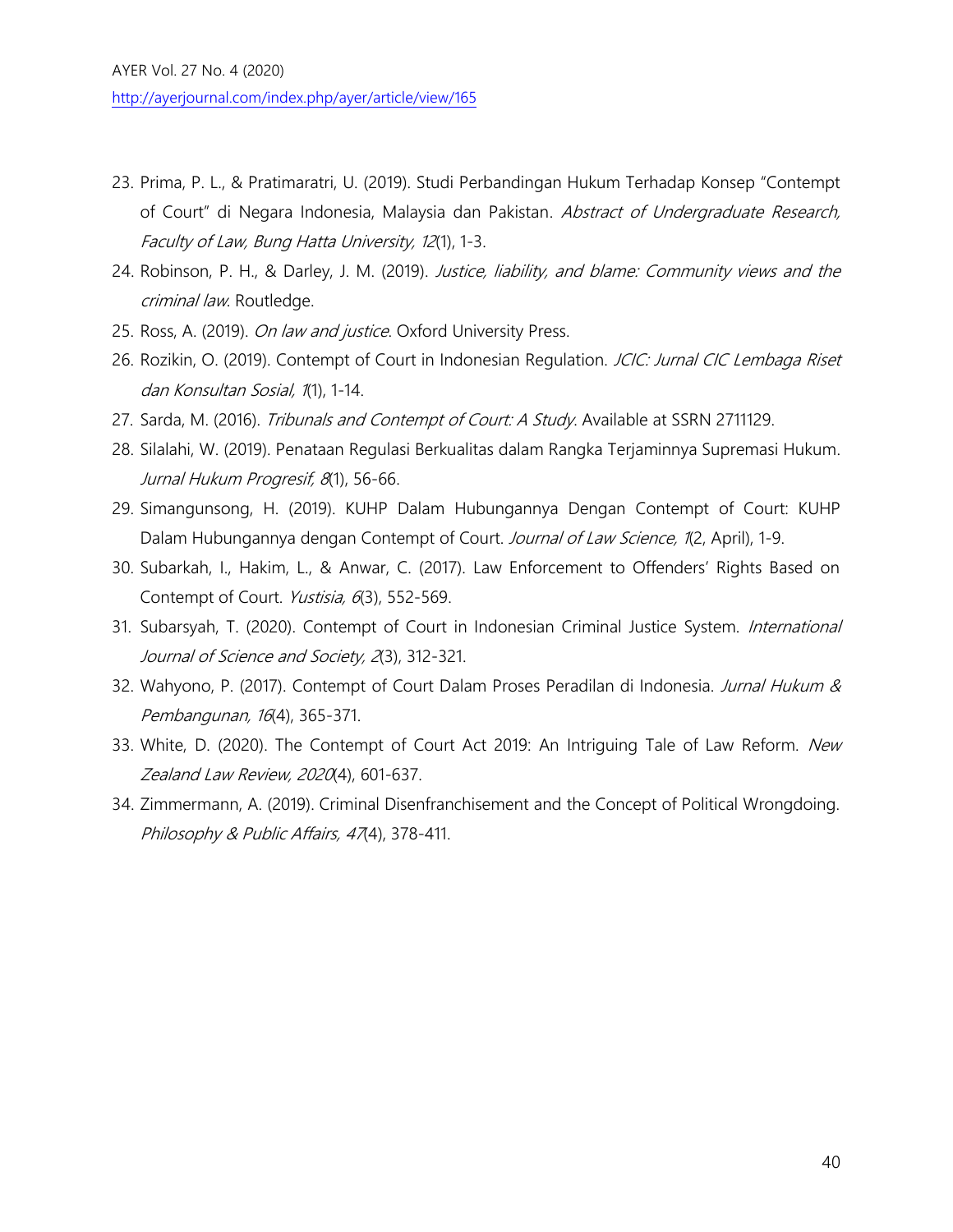23. Prima, P. L., & Pratimaratri, U. (2019). Studi Perbandingan Hukum Terhadap Konsep "Contempt of Court" di Negara Indonesia, Malaysia dan Pakistan. *Abstract of Undergraduate Research, Faculty of Law, Bung Hatta University, 12*(1), 1-3.
24. Robinson, P. H., & Darley, J. M. (2019). *Justice, liability, and blame: Community views and the criminal law*. Routledge.
25. Ross, A. (2019). *On law and justice*. Oxford University Press.
26. Rozikin, O. (2019). Contempt of Court in Indonesian Regulation. *JCIC: Jurnal CIC Lembaga Riset dan Konsultan Sosial, 1*(1), 1-14.
27. Sarda, M. (2016). *Tribunals and Contempt of Court: A Study*. Available at SSRN 2711129.
28. Silalahi, W. (2019). Penataan Regulasi Berkualitas dalam Rangka Terjaminnya Supremasi Hukum. *Jurnal Hukum Progresif, 8*(1), 56-66.
29. Simangunsong, H. (2019). KUHP Dalam Hubungannya Dengan Contempt of Court: KUHP Dalam Hubungannya dengan Contempt of Court. *Journal of Law Science, 1*(2, April), 1-9.
30. Subarkah, I., Hakim, L., & Anwar, C. (2017). Law Enforcement to Offenders' Rights Based on Contempt of Court. *Yustisia, 6*(3), 552-569.
31. Subarsyah, T. (2020). Contempt of Court in Indonesian Criminal Justice System. *International Journal of Science and Society, 2*(3), 312-321.
32. Wahyono, P. (2017). Contempt of Court Dalam Proses Peradilan di Indonesia. *Jurnal Hukum & Pembangunan, 16*(4), 365-371.
33. White, D. (2020). The Contempt of Court Act 2019: An Intriguing Tale of Law Reform. *New Zealand Law Review, 2020*(4), 601-637.
34. Zimmermann, A. (2019). Criminal Disenfranchisement and the Concept of Political Wrongdoing. *Philosophy & Public Affairs, 47*(4), 378-411.